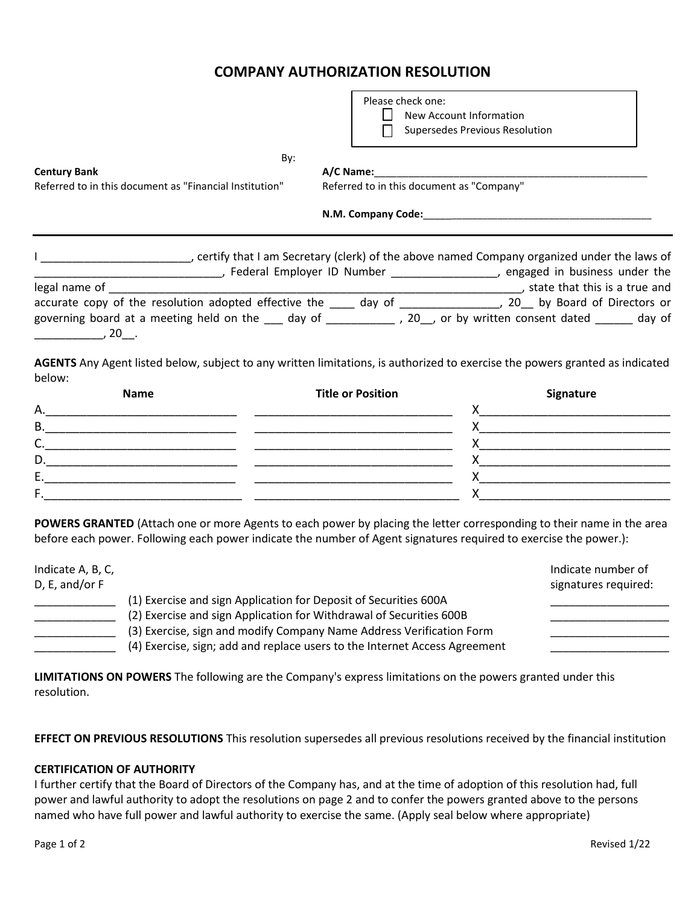# COMPANY AUTHORIZATION RESOLUTION

Please check one:

- ☐ New Account Information
- ☐ Supersedes Previous Resolution

By:

**Century Bank**
Referred to in this document as "Financial Institution"

**A/C Name:**__________________________________________________
Referred to in this document as "Company"

**N.M. Company Code:**_________________________________________

---

I ________________________, certify that I am Secretary (clerk) of the above named Company organized under the laws of ______________________________, Federal Employer ID Number _________________, engaged in business under the legal name of ___________________________________________________________________________, state that this is a true and accurate copy of the resolution adopted effective the ____ day of ________________, 20__ by Board of Directors or governing board at a meeting held on the ___ day of ___________ , 20__, or by written consent dated ______ day of ___________, 20__.

**AGENTS** Any Agent listed below, subject to any written limitations, is authorized to exercise the powers granted as indicated below:

| Name | Title or Position | Signature |
|---|---|---|
| A.______________________________ | ________________________________ | X______________________________ |
| B.______________________________ | ________________________________ | X______________________________ |
| C.______________________________ | ________________________________ | X______________________________ |
| D.______________________________ | ________________________________ | X______________________________ |
| E.______________________________ | ________________________________ | X______________________________ |
| F.______________________________ | ________________________________ | X______________________________ |

**POWERS GRANTED** (Attach one or more Agents to each power by placing the letter corresponding to their name in the area before each power. Following each power indicate the number of Agent signatures required to exercise the power.):

| Indicate A, B, C, D, E, and/or F | | Indicate number of signatures required: |
|---|---|---|
| _____________ | (1) Exercise and sign Application for Deposit of Securities 600A | ___________________ |
| _____________ | (2) Exercise and sign Application for Withdrawal of Securities 600B | ___________________ |
| _____________ | (3) Exercise, sign and modify Company Name Address Verification Form | ___________________ |
| _____________ | (4) Exercise, sign; add and replace users to the Internet Access Agreement | ___________________ |

**LIMITATIONS ON POWERS** The following are the Company's express limitations on the powers granted under this resolution.

**EFFECT ON PREVIOUS RESOLUTIONS** This resolution supersedes all previous resolutions received by the financial institution

**CERTIFICATION OF AUTHORITY**
I further certify that the Board of Directors of the Company has, and at the time of adoption of this resolution had, full power and lawful authority to adopt the resolutions on page 2 and to confer the powers granted above to the persons named who have full power and lawful authority to exercise the same. (Apply seal below where appropriate)

Revised 1/22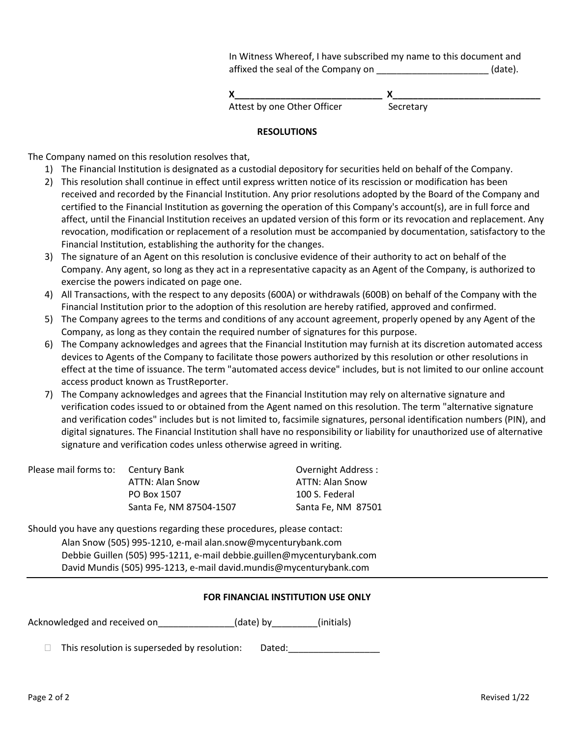In Witness Whereof, I have subscribed my name to this document and affixed the seal of the Company on ______________________ (date).

X____________________________ X____________________________

Attest by one Other Officer Secretary

**RESOLUTIONS**

The Company named on this resolution resolves that,

1) The Financial Institution is designated as a custodial depository for securities held on behalf of the Company.
2) This resolution shall continue in effect until express written notice of its rescission or modification has been received and recorded by the Financial Institution. Any prior resolutions adopted by the Board of the Company and certified to the Financial Institution as governing the operation of this Company's account(s), are in full force and affect, until the Financial Institution receives an updated version of this form or its revocation and replacement. Any revocation, modification or replacement of a resolution must be accompanied by documentation, satisfactory to the Financial Institution, establishing the authority for the changes.
3) The signature of an Agent on this resolution is conclusive evidence of their authority to act on behalf of the Company. Any agent, so long as they act in a representative capacity as an Agent of the Company, is authorized to exercise the powers indicated on page one.
4) All Transactions, with the respect to any deposits (600A) or withdrawals (600B) on behalf of the Company with the Financial Institution prior to the adoption of this resolution are hereby ratified, approved and confirmed.
5) The Company agrees to the terms and conditions of any account agreement, properly opened by any Agent of the Company, as long as they contain the required number of signatures for this purpose.
6) The Company acknowledges and agrees that the Financial Institution may furnish at its discretion automated access devices to Agents of the Company to facilitate those powers authorized by this resolution or other resolutions in effect at the time of issuance. The term "automated access device" includes, but is not limited to our online account access product known as TrustReporter.
7) The Company acknowledges and agrees that the Financial Institution may rely on alternative signature and verification codes issued to or obtained from the Agent named on this resolution. The term "alternative signature and verification codes" includes but is not limited to, facsimile signatures, personal identification numbers (PIN), and digital signatures. The Financial Institution shall have no responsibility or liability for unauthorized use of alternative signature and verification codes unless otherwise agreed in writing.

Please mail forms to:

Century Bank
ATTN: Alan Snow
PO Box 1507
Santa Fe, NM 87504-1507

Overnight Address :
ATTN: Alan Snow
100 S. Federal
Santa Fe, NM 87501

Should you have any questions regarding these procedures, please contact:

Alan Snow (505) 995-1210, e-mail alan.snow@mycenturybank.com
Debbie Guillen (505) 995-1211, e-mail debbie.guillen@mycenturybank.com
David Mundis (505) 995-1213, e-mail david.mundis@mycenturybank.com

---

**FOR FINANCIAL INSTITUTION USE ONLY**

Acknowledged and received on_______________(date) by_________(initials)

☐ This resolution is superseded by resolution: Dated:__________________